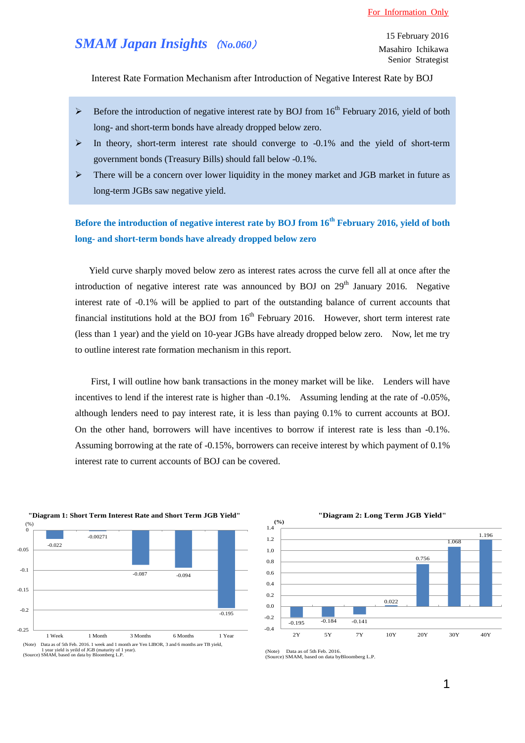For Information Only

# *SMAM Japan Insights* (No.060)

15 February 2016
Masahiro Ichikawa
Senior Strategist

Interest Rate Formation Mechanism after Introduction of Negative Interest Rate by BOJ

- Before the introduction of negative interest rate by BOJ from 16th February 2016, yield of both long- and short-term bonds have already dropped below zero.
- In theory, short-term interest rate should converge to -0.1% and the yield of short-term government bonds (Treasury Bills) should fall below -0.1%.
- There will be a concern over lower liquidity in the money market and JGB market in future as long-term JGBs saw negative yield.

## Before the introduction of negative interest rate by BOJ from 16th February 2016, yield of both long- and short-term bonds have already dropped below zero

Yield curve sharply moved below zero as interest rates across the curve fell all at once after the introduction of negative interest rate was announced by BOJ on 29th January 2016. Negative interest rate of -0.1% will be applied to part of the outstanding balance of current accounts that financial institutions hold at the BOJ from 16th February 2016. However, short term interest rate (less than 1 year) and the yield on 10-year JGBs have already dropped below zero. Now, let me try to outline interest rate formation mechanism in this report.

First, I will outline how bank transactions in the money market will be like. Lenders will have incentives to lend if the interest rate is higher than -0.1%. Assuming lending at the rate of -0.05%, although lenders need to pay interest rate, it is less than paying 0.1% to current accounts at BOJ. On the other hand, borrowers will have incentives to borrow if interest rate is less than -0.1%. Assuming borrowing at the rate of -0.15%, borrowers can receive interest by which payment of 0.1% interest rate to current accounts of BOJ can be covered.

**"Diagram 1: Short Term Interest Rate and Short Term JGB Yield"**

| | 1 Week | 1 Month | 3 Months | 6 Months | 1 Year |
|---|---|---|---|---|---|
| (%) | -0.022 | -0.00271 | -0.087 | -0.094 | -0.195 |

(Note) Data as of 5th Feb. 2016. 1 week and 1 month are Yen LIBOR, 3 and 6 months are TB yield, 1 year yield is yeild of JGB (maturity of 1 year).
(Source) SMAM, based on data by Bloomberg L.P.

**"Diagram 2: Long Term JGB Yield"**

| | 2Y | 5Y | 7Y | 10Y | 20Y | 30Y | 40Y |
|---|---|---|---|---|---|---|---|
| (%) | -0.195 | -0.184 | -0.141 | 0.022 | 0.756 | 1.068 | 1.196 |

(Note) Data as of 5th Feb. 2016.
(Source) SMAM, based on data byBloomberg L.P.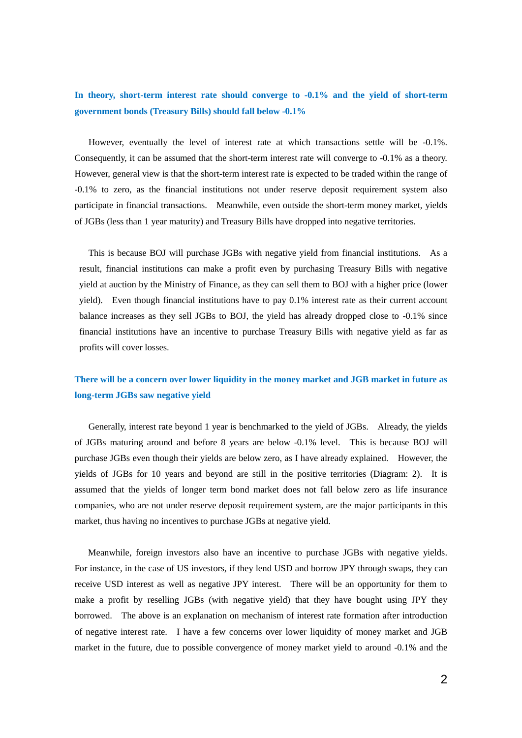### In theory, short-term interest rate should converge to -0.1% and the yield of short-term government bonds (Treasury Bills) should fall below -0.1%

However, eventually the level of interest rate at which transactions settle will be -0.1%. Consequently, it can be assumed that the short-term interest rate will converge to -0.1% as a theory. However, general view is that the short-term interest rate is expected to be traded within the range of -0.1% to zero, as the financial institutions not under reserve deposit requirement system also participate in financial transactions. Meanwhile, even outside the short-term money market, yields of JGBs (less than 1 year maturity) and Treasury Bills have dropped into negative territories.

This is because BOJ will purchase JGBs with negative yield from financial institutions. As a result, financial institutions can make a profit even by purchasing Treasury Bills with negative yield at auction by the Ministry of Finance, as they can sell them to BOJ with a higher price (lower yield). Even though financial institutions have to pay 0.1% interest rate as their current account balance increases as they sell JGBs to BOJ, the yield has already dropped close to -0.1% since financial institutions have an incentive to purchase Treasury Bills with negative yield as far as profits will cover losses.

### There will be a concern over lower liquidity in the money market and JGB market in future as long-term JGBs saw negative yield

Generally, interest rate beyond 1 year is benchmarked to the yield of JGBs. Already, the yields of JGBs maturing around and before 8 years are below -0.1% level. This is because BOJ will purchase JGBs even though their yields are below zero, as I have already explained. However, the yields of JGBs for 10 years and beyond are still in the positive territories (Diagram: 2). It is assumed that the yields of longer term bond market does not fall below zero as life insurance companies, who are not under reserve deposit requirement system, are the major participants in this market, thus having no incentives to purchase JGBs at negative yield.

Meanwhile, foreign investors also have an incentive to purchase JGBs with negative yields. For instance, in the case of US investors, if they lend USD and borrow JPY through swaps, they can receive USD interest as well as negative JPY interest. There will be an opportunity for them to make a profit by reselling JGBs (with negative yield) that they have bought using JPY they borrowed. The above is an explanation on mechanism of interest rate formation after introduction of negative interest rate. I have a few concerns over lower liquidity of money market and JGB market in the future, due to possible convergence of money market yield to around -0.1% and the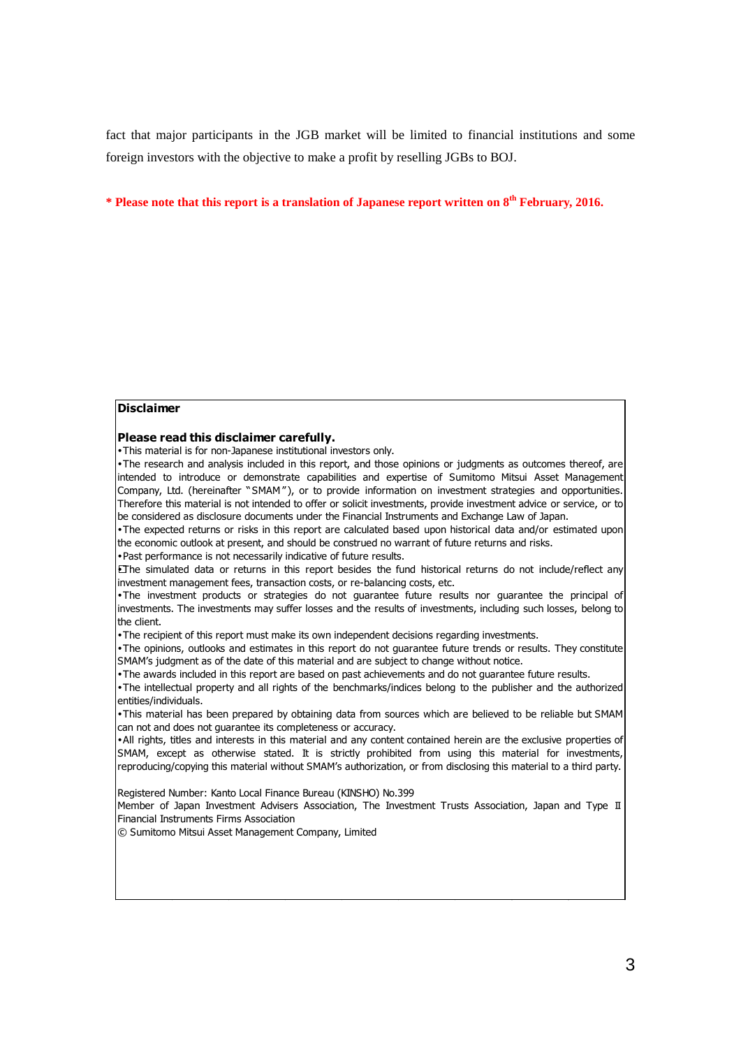fact that major participants in the JGB market will be limited to financial institutions and some foreign investors with the objective to make a profit by reselling JGBs to BOJ.

**\* Please note that this report is a translation of Japanese report written on 8th February, 2016.**

**Disclaimer**

**Please read this disclaimer carefully.**

- This material is for non-Japanese institutional investors only.
- The research and analysis included in this report, and those opinions or judgments as outcomes thereof, are intended to introduce or demonstrate capabilities and expertise of Sumitomo Mitsui Asset Management Company, Ltd. (hereinafter "SMAM"), or to provide information on investment strategies and opportunities. Therefore this material is not intended to offer or solicit investments, provide investment advice or service, or to be considered as disclosure documents under the Financial Instruments and Exchange Law of Japan.
- The expected returns or risks in this report are calculated based upon historical data and/or estimated upon the economic outlook at present, and should be construed no warrant of future returns and risks.
- Past performance is not necessarily indicative of future results.
- The simulated data or returns in this report besides the fund historical returns do not include/reflect any investment management fees, transaction costs, or re-balancing costs, etc.
- The investment products or strategies do not guarantee future results nor guarantee the principal of investments. The investments may suffer losses and the results of investments, including such losses, belong to the client.
- The recipient of this report must make its own independent decisions regarding investments.
- The opinions, outlooks and estimates in this report do not guarantee future trends or results. They constitute SMAM's judgment as of the date of this material and are subject to change without notice.
- The awards included in this report are based on past achievements and do not guarantee future results.
- The intellectual property and all rights of the benchmarks/indices belong to the publisher and the authorized entities/individuals.
- This material has been prepared by obtaining data from sources which are believed to be reliable but SMAM can not and does not guarantee its completeness or accuracy.
- All rights, titles and interests in this material and any content contained herein are the exclusive properties of SMAM, except as otherwise stated. It is strictly prohibited from using this material for investments, reproducing/copying this material without SMAM's authorization, or from disclosing this material to a third party.

Registered Number: Kanto Local Finance Bureau (KINSHO) No.399
Member of Japan Investment Advisers Association, The Investment Trusts Association, Japan and Type Ⅱ Financial Instruments Firms Association
© Sumitomo Mitsui Asset Management Company, Limited